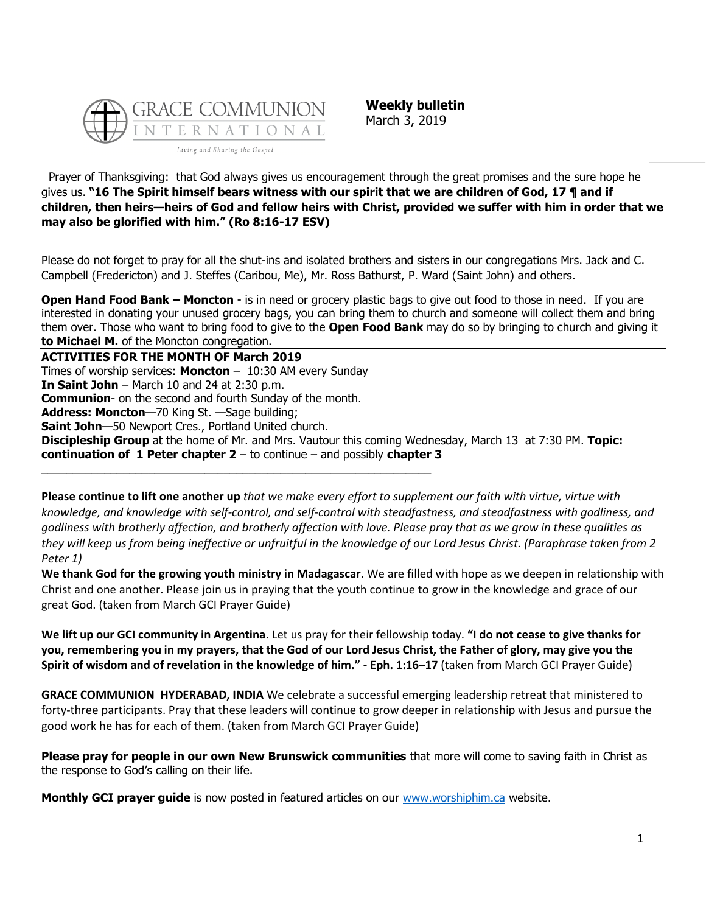GRACE COMMUNION INTERNATIONAL

*Living and Sharing the Gospel*

**Weekly bulletin**
March 3, 2019

Prayer of Thanksgiving: that God always gives us encouragement through the great promises and the sure hope he gives us. **"16 The Spirit himself bears witness with our spirit that we are children of God, 17 ¶ and if children, then heirs—heirs of God and fellow heirs with Christ, provided we suffer with him in order that we may also be glorified with him." (Ro 8:16-17 ESV)**

Please do not forget to pray for all the shut-ins and isolated brothers and sisters in our congregations Mrs. Jack and C. Campbell (Fredericton) and J. Steffes (Caribou, Me), Mr. Ross Bathurst, P. Ward (Saint John) and others.

**Open Hand Food Bank – Moncton** - is in need or grocery plastic bags to give out food to those in need. If you are interested in donating your unused grocery bags, you can bring them to church and someone will collect them and bring them over. Those who want to bring food to give to the **Open Food Bank** may do so by bringing to church and giving it **to Michael M.** of the Moncton congregation.

---

**ACTIVITIES FOR THE MONTH OF March 2019**

Times of worship services: **Moncton** – 10:30 AM every Sunday
**In Saint John** – March 10 and 24 at 2:30 p.m.
**Communion**- on the second and fourth Sunday of the month.
**Address: Moncton**—70 King St. —Sage building;
**Saint John**—50 Newport Cres., Portland United church.
**Discipleship Group** at the home of Mr. and Mrs. Vautour this coming Wednesday, March 13 at 7:30 PM. **Topic: continuation of 1 Peter chapter 2** – to continue – and possibly **chapter 3**

---

**Please continue to lift one another up** *that we make every effort to supplement our faith with virtue, virtue with knowledge, and knowledge with self-control, and self-control with steadfastness, and steadfastness with godliness, and godliness with brotherly affection, and brotherly affection with love. Please pray that as we grow in these qualities as they will keep us from being ineffective or unfruitful in the knowledge of our Lord Jesus Christ. (Paraphrase taken from 2 Peter 1)*

**We thank God for the growing youth ministry in Madagascar**. We are filled with hope as we deepen in relationship with Christ and one another. Please join us in praying that the youth continue to grow in the knowledge and grace of our great God. (taken from March GCI Prayer Guide)

**We lift up our GCI community in Argentina**. Let us pray for their fellowship today. **"I do not cease to give thanks for you, remembering you in my prayers, that the God of our Lord Jesus Christ, the Father of glory, may give you the Spirit of wisdom and of revelation in the knowledge of him." - Eph. 1:16–17** (taken from March GCI Prayer Guide)

**GRACE COMMUNION HYDERABAD, INDIA** We celebrate a successful emerging leadership retreat that ministered to forty-three participants. Pray that these leaders will continue to grow deeper in relationship with Jesus and pursue the good work he has for each of them. (taken from March GCI Prayer Guide)

**Please pray for people in our own New Brunswick communities** that more will come to saving faith in Christ as the response to God's calling on their life.

**Monthly GCI prayer guide** is now posted in featured articles on our [www.worshiphim.ca](http://www.worshiphim.ca) website.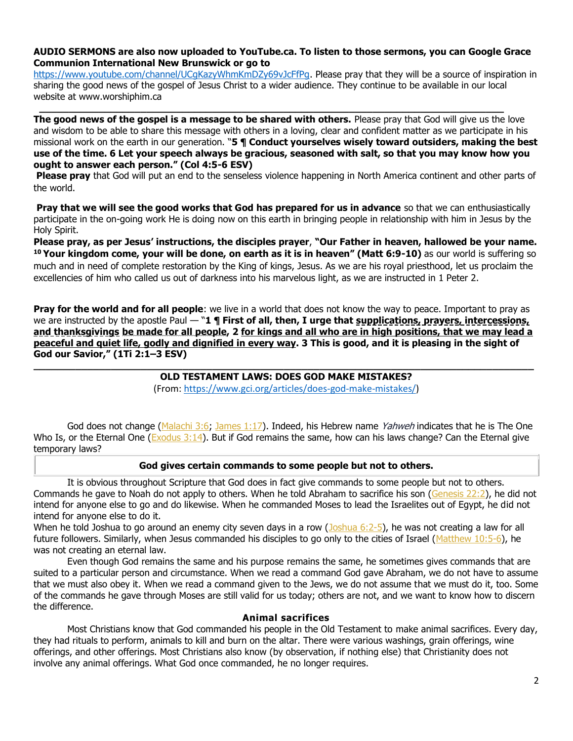**AUDIO SERMONS are also now uploaded to YouTube.ca. To listen to those sermons, you can Google Grace Communion International New Brunswick or go to** https://www.youtube.com/channel/UCgKazyWhmKmDZy69vJcFfPg. Please pray that they will be a source of inspiration in sharing the good news of the gospel of Jesus Christ to a wider audience. They continue to be available in our local website at www.worshiphim.ca

---

**The good news of the gospel is a message to be shared with others.** Please pray that God will give us the love and wisdom to be able to share this message with others in a loving, clear and confident matter as we participate in his missional work on the earth in our generation. "**5 ¶ Conduct yourselves wisely toward outsiders, making the best use of the time. 6 Let your speech always be gracious, seasoned with salt, so that you may know how you ought to answer each person." (Col 4:5-6 ESV)**

**Please pray** that God will put an end to the senseless violence happening in North America continent and other parts of the world.

**Pray that we will see the good works that God has prepared for us in advance** so that we can enthusiastically participate in the on-going work He is doing now on this earth in bringing people in relationship with him in Jesus by the Holy Spirit.

**Please pray, as per Jesus' instructions, the disciples prayer**, **"Our Father in heaven, hallowed be your name. [10] Your kingdom come, your will be done, on earth as it is in heaven" (Matt 6:9-10)** as our world is suffering so much and in need of complete restoration by the King of kings, Jesus. As we are his royal priesthood, let us proclaim the excellencies of him who called us out of darkness into his marvelous light, as we are instructed in 1 Peter 2.

**Pray for the world and for all people**: we live in a world that does not know the way to peace. Important to pray as we are instructed by the apostle Paul — "**1 ¶ First of all, then, I urge that supplications, prayers, intercessions, and thanksgivings be made for all people, 2 for kings and all who are in high positions, that we may lead a peaceful and quiet life, godly and dignified in every way. 3 This is good, and it is pleasing in the sight of God our Savior," (1Ti 2:1–3 ESV)**

---

## OLD TESTAMENT LAWS: DOES GOD MAKE MISTAKES?

(From: https://www.gci.org/articles/does-god-make-mistakes/)

God does not change (Malachi 3:6; James 1:17). Indeed, his Hebrew name *Yahweh* indicates that he is The One Who Is, or the Eternal One (Exodus 3:14). But if God remains the same, how can his laws change? Can the Eternal give temporary laws?

### God gives certain commands to some people but not to others.

It is obvious throughout Scripture that God does in fact give commands to some people but not to others. Commands he gave to Noah do not apply to others. When he told Abraham to sacrifice his son (Genesis 22:2), he did not intend for anyone else to go and do likewise. When he commanded Moses to lead the Israelites out of Egypt, he did not intend for anyone else to do it.

When he told Joshua to go around an enemy city seven days in a row (Joshua 6:2-5), he was not creating a law for all future followers. Similarly, when Jesus commanded his disciples to go only to the cities of Israel (Matthew 10:5-6), he was not creating an eternal law.

Even though God remains the same and his purpose remains the same, he sometimes gives commands that are suited to a particular person and circumstance. When we read a command God gave Abraham, we do not have to assume that we must also obey it. When we read a command given to the Jews, we do not assume that we must do it, too. Some of the commands he gave through Moses are still valid for us today; others are not, and we want to know how to discern the difference.

### Animal sacrifices

Most Christians know that God commanded his people in the Old Testament to make animal sacrifices. Every day, they had rituals to perform, animals to kill and burn on the altar. There were various washings, grain offerings, wine offerings, and other offerings. Most Christians also know (by observation, if nothing else) that Christianity does not involve any animal offerings. What God once commanded, he no longer requires.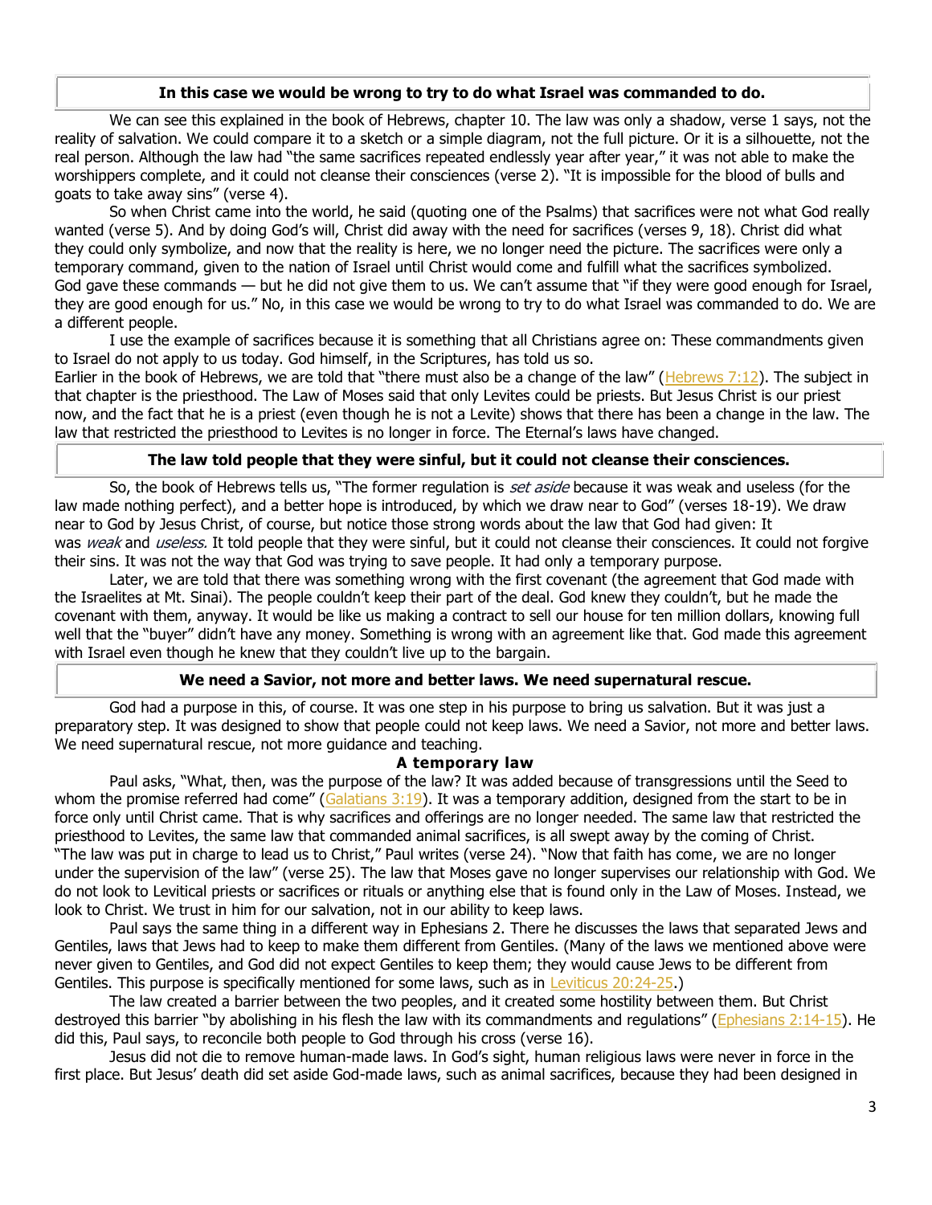**In this case we would be wrong to try to do what Israel was commanded to do.**

We can see this explained in the book of Hebrews, chapter 10. The law was only a shadow, verse 1 says, not the reality of salvation. We could compare it to a sketch or a simple diagram, not the full picture. Or it is a silhouette, not the real person. Although the law had "the same sacrifices repeated endlessly year after year," it was not able to make the worshippers complete, and it could not cleanse their consciences (verse 2). "It is impossible for the blood of bulls and goats to take away sins" (verse 4).

So when Christ came into the world, he said (quoting one of the Psalms) that sacrifices were not what God really wanted (verse 5). And by doing God's will, Christ did away with the need for sacrifices (verses 9, 18). Christ did what they could only symbolize, and now that the reality is here, we no longer need the picture. The sacrifices were only a temporary command, given to the nation of Israel until Christ would come and fulfill what the sacrifices symbolized. God gave these commands — but he did not give them to us. We can't assume that "if they were good enough for Israel, they are good enough for us." No, in this case we would be wrong to try to do what Israel was commanded to do. We are a different people.

I use the example of sacrifices because it is something that all Christians agree on: These commandments given to Israel do not apply to us today. God himself, in the Scriptures, has told us so.

Earlier in the book of Hebrews, we are told that "there must also be a change of the law" (Hebrews 7:12). The subject in that chapter is the priesthood. The Law of Moses said that only Levites could be priests. But Jesus Christ is our priest now, and the fact that he is a priest (even though he is not a Levite) shows that there has been a change in the law. The law that restricted the priesthood to Levites is no longer in force. The Eternal's laws have changed.

**The law told people that they were sinful, but it could not cleanse their consciences.**

So, the book of Hebrews tells us, "The former regulation is *set aside* because it was weak and useless (for the law made nothing perfect), and a better hope is introduced, by which we draw near to God" (verses 18-19). We draw near to God by Jesus Christ, of course, but notice those strong words about the law that God had given: It was *weak* and *useless.* It told people that they were sinful, but it could not cleanse their consciences. It could not forgive their sins. It was not the way that God was trying to save people. It had only a temporary purpose.

Later, we are told that there was something wrong with the first covenant (the agreement that God made with the Israelites at Mt. Sinai). The people couldn't keep their part of the deal. God knew they couldn't, but he made the covenant with them, anyway. It would be like us making a contract to sell our house for ten million dollars, knowing full well that the "buyer" didn't have any money. Something is wrong with an agreement like that. God made this agreement with Israel even though he knew that they couldn't live up to the bargain.

**We need a Savior, not more and better laws. We need supernatural rescue.**

God had a purpose in this, of course. It was one step in his purpose to bring us salvation. But it was just a preparatory step. It was designed to show that people could not keep laws. We need a Savior, not more and better laws. We need supernatural rescue, not more guidance and teaching.

### A temporary law

Paul asks, "What, then, was the purpose of the law? It was added because of transgressions until the Seed to whom the promise referred had come" (Galatians 3:19). It was a temporary addition, designed from the start to be in force only until Christ came. That is why sacrifices and offerings are no longer needed. The same law that restricted the priesthood to Levites, the same law that commanded animal sacrifices, is all swept away by the coming of Christ. "The law was put in charge to lead us to Christ," Paul writes (verse 24). "Now that faith has come, we are no longer under the supervision of the law" (verse 25). The law that Moses gave no longer supervises our relationship with God. We do not look to Levitical priests or sacrifices or rituals or anything else that is found only in the Law of Moses. Instead, we look to Christ. We trust in him for our salvation, not in our ability to keep laws.

Paul says the same thing in a different way in Ephesians 2. There he discusses the laws that separated Jews and Gentiles, laws that Jews had to keep to make them different from Gentiles. (Many of the laws we mentioned above were never given to Gentiles, and God did not expect Gentiles to keep them; they would cause Jews to be different from Gentiles. This purpose is specifically mentioned for some laws, such as in Leviticus 20:24-25.)

The law created a barrier between the two peoples, and it created some hostility between them. But Christ destroyed this barrier "by abolishing in his flesh the law with its commandments and regulations" (Ephesians 2:14-15). He did this, Paul says, to reconcile both people to God through his cross (verse 16).

Jesus did not die to remove human-made laws. In God's sight, human religious laws were never in force in the first place. But Jesus' death did set aside God-made laws, such as animal sacrifices, because they had been designed in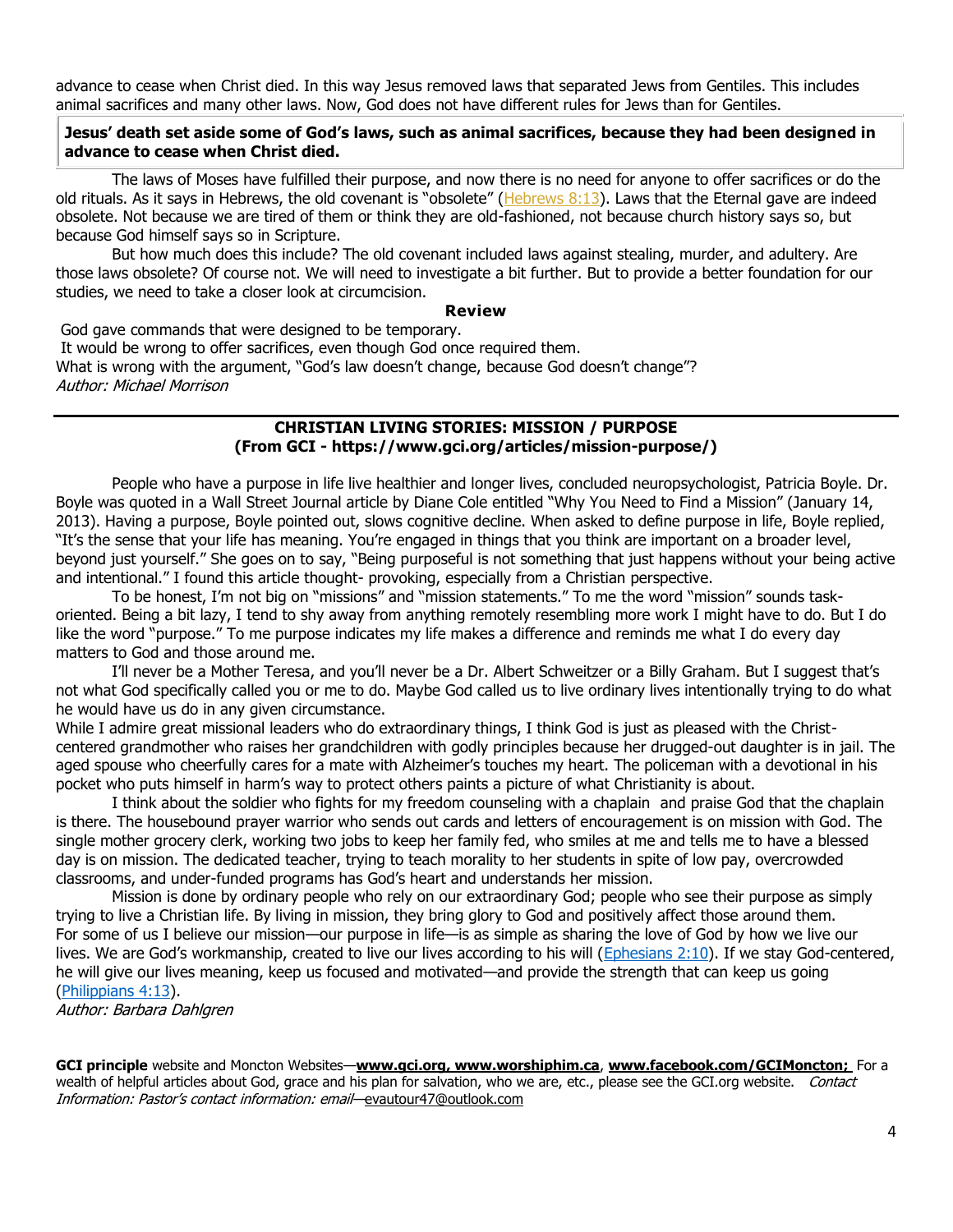advance to cease when Christ died. In this way Jesus removed laws that separated Jews from Gentiles. This includes animal sacrifices and many other laws. Now, God does not have different rules for Jews than for Gentiles.

> **Jesus' death set aside some of God's laws, such as animal sacrifices, because they had been designed in advance to cease when Christ died.**

The laws of Moses have fulfilled their purpose, and now there is no need for anyone to offer sacrifices or do the old rituals. As it says in Hebrews, the old covenant is "obsolete" (Hebrews 8:13). Laws that the Eternal gave are indeed obsolete. Not because we are tired of them or think they are old-fashioned, not because church history says so, but because God himself says so in Scripture.

But how much does this include? The old covenant included laws against stealing, murder, and adultery. Are those laws obsolete? Of course not. We will need to investigate a bit further. But to provide a better foundation for our studies, we need to take a closer look at circumcision.

**Review**

God gave commands that were designed to be temporary.
It would be wrong to offer sacrifices, even though God once required them.
What is wrong with the argument, "God's law doesn't change, because God doesn't change"?
*Author: Michael Morrison*

---

## CHRISTIAN LIVING STORIES: MISSION / PURPOSE
**(From GCI - https://www.gci.org/articles/mission-purpose/)**

People who have a purpose in life live healthier and longer lives, concluded neuropsychologist, Patricia Boyle. Dr. Boyle was quoted in a Wall Street Journal article by Diane Cole entitled "Why You Need to Find a Mission" (January 14, 2013). Having a purpose, Boyle pointed out, slows cognitive decline. When asked to define purpose in life, Boyle replied, "It's the sense that your life has meaning. You're engaged in things that you think are important on a broader level, beyond just yourself." She goes on to say, "Being purposeful is not something that just happens without your being active and intentional." I found this article thought- provoking, especially from a Christian perspective.

To be honest, I'm not big on "missions" and "mission statements." To me the word "mission" sounds task-oriented. Being a bit lazy, I tend to shy away from anything remotely resembling more work I might have to do. But I do like the word "purpose." To me purpose indicates my life makes a difference and reminds me what I do every day matters to God and those around me.

I'll never be a Mother Teresa, and you'll never be a Dr. Albert Schweitzer or a Billy Graham. But I suggest that's not what God specifically called you or me to do. Maybe God called us to live ordinary lives intentionally trying to do what he would have us do in any given circumstance.

While I admire great missional leaders who do extraordinary things, I think God is just as pleased with the Christ-centered grandmother who raises her grandchildren with godly principles because her drugged-out daughter is in jail. The aged spouse who cheerfully cares for a mate with Alzheimer's touches my heart. The policeman with a devotional in his pocket who puts himself in harm's way to protect others paints a picture of what Christianity is about.

I think about the soldier who fights for my freedom counseling with a chaplain and praise God that the chaplain is there. The housebound prayer warrior who sends out cards and letters of encouragement is on mission with God. The single mother grocery clerk, working two jobs to keep her family fed, who smiles at me and tells me to have a blessed day is on mission. The dedicated teacher, trying to teach morality to her students in spite of low pay, overcrowded classrooms, and under-funded programs has God's heart and understands her mission.

Mission is done by ordinary people who rely on our extraordinary God; people who see their purpose as simply trying to live a Christian life. By living in mission, they bring glory to God and positively affect those around them.

For some of us I believe our mission—our purpose in life—is as simple as sharing the love of God by how we live our lives. We are God's workmanship, created to live our lives according to his will (Ephesians 2:10). If we stay God-centered, he will give our lives meaning, keep us focused and motivated—and provide the strength that can keep us going (Philippians 4:13).

*Author: Barbara Dahlgren*

**GCI principle** website and Moncton Websites—**www.gci.org, www.worshiphim.ca**, **www.facebook.com/GCIMoncton;** For a wealth of helpful articles about God, grace and his plan for salvation, who we are, etc., please see the GCI.org website. *Contact Information: Pastor's contact information: email—*evautour47@outlook.com